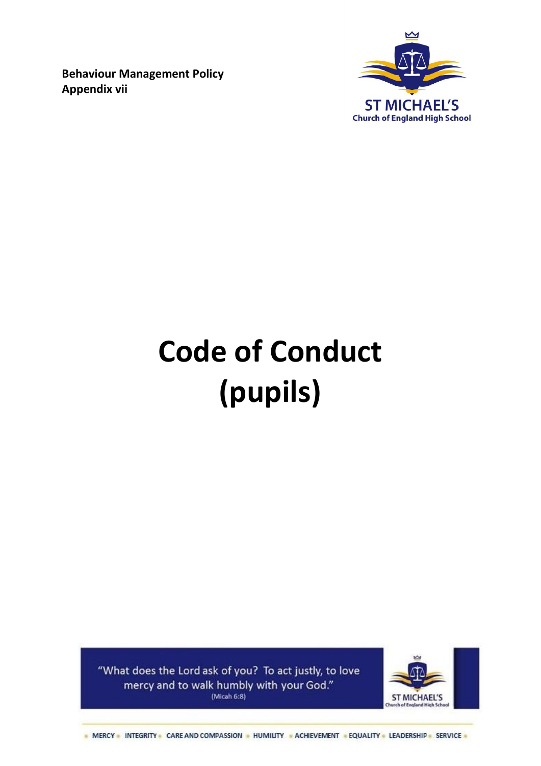**Behaviour Management Policy**
**Appendix vii**

ST MICHAEL'S
Church of England High School

# Code of Conduct (pupils)

"What does the Lord ask of you? To act justly, to love mercy and to walk humbly with your God."
(Micah 6:8)

MERCY • INTEGRITY • CARE AND COMPASSION • HUMILITY • ACHIEVEMENT • EQUALITY • LEADERSHIP • SERVICE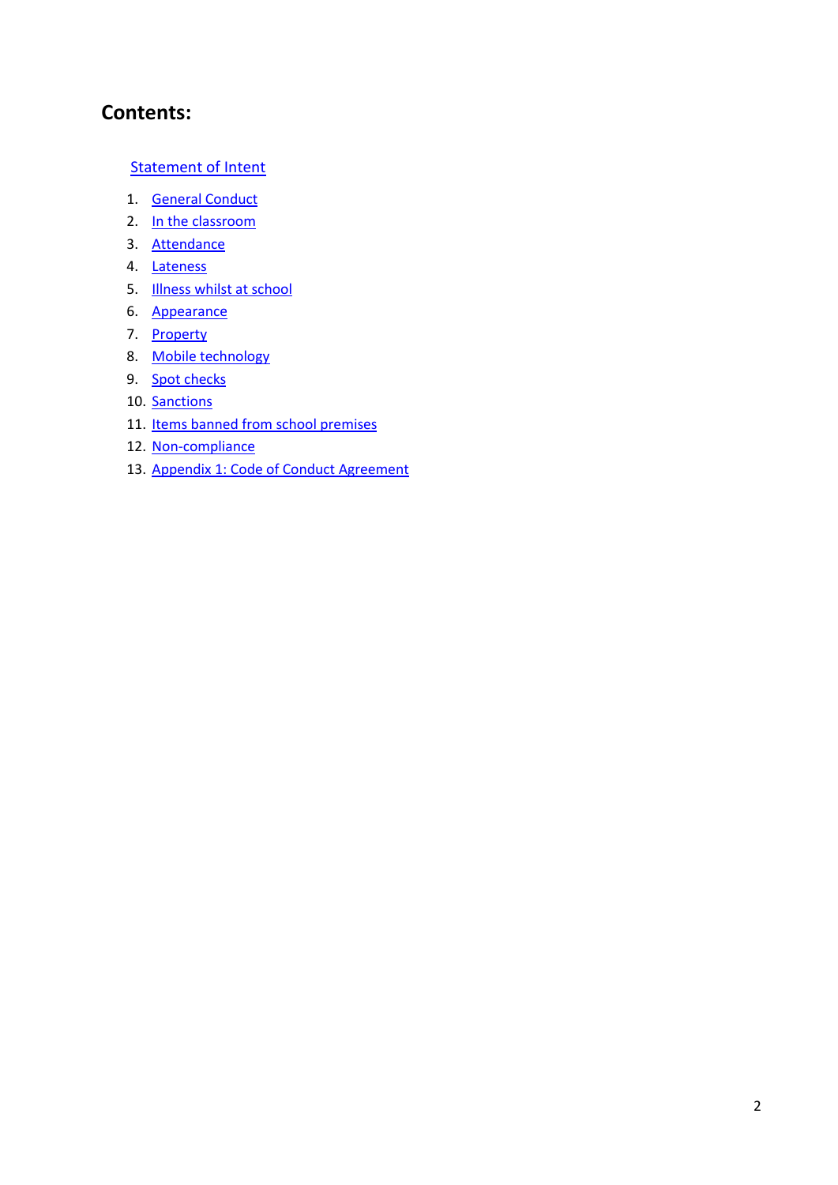## Contents:

Statement of Intent

1. General Conduct
2. In the classroom
3. Attendance
4. Lateness
5. Illness whilst at school
6. Appearance
7. Property
8. Mobile technology
9. Spot checks
10. Sanctions
11. Items banned from school premises
12. Non-compliance
13. Appendix 1: Code of Conduct Agreement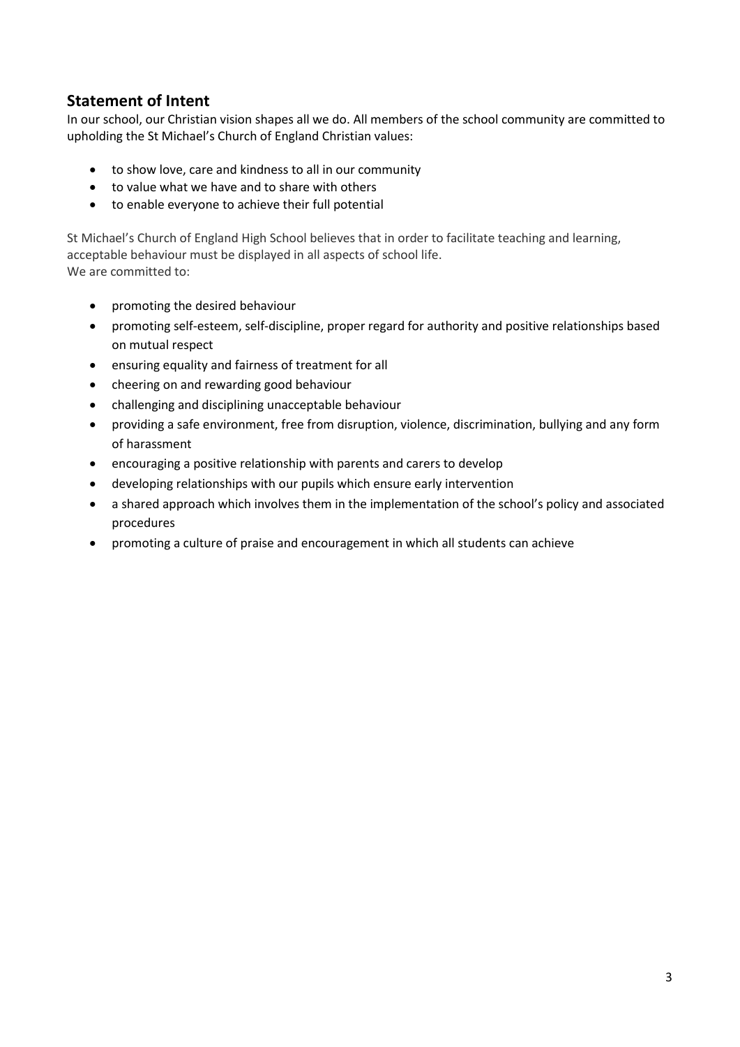## Statement of Intent

In our school, our Christian vision shapes all we do. All members of the school community are committed to upholding the St Michael's Church of England Christian values:

- to show love, care and kindness to all in our community
- to value what we have and to share with others
- to enable everyone to achieve their full potential

St Michael's Church of England High School believes that in order to facilitate teaching and learning, acceptable behaviour must be displayed in all aspects of school life.
We are committed to:

- promoting the desired behaviour
- promoting self-esteem, self-discipline, proper regard for authority and positive relationships based on mutual respect
- ensuring equality and fairness of treatment for all
- cheering on and rewarding good behaviour
- challenging and disciplining unacceptable behaviour
- providing a safe environment, free from disruption, violence, discrimination, bullying and any form of harassment
- encouraging a positive relationship with parents and carers to develop
- developing relationships with our pupils which ensure early intervention
- a shared approach which involves them in the implementation of the school's policy and associated procedures
- promoting a culture of praise and encouragement in which all students can achieve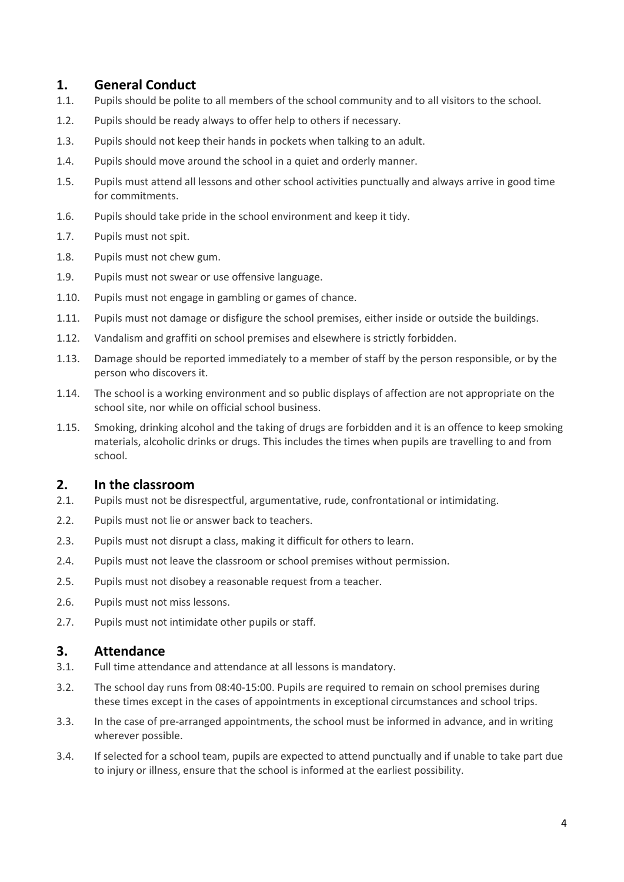## 1. General Conduct

1.1. Pupils should be polite to all members of the school community and to all visitors to the school.

1.2. Pupils should be ready always to offer help to others if necessary.

1.3. Pupils should not keep their hands in pockets when talking to an adult.

1.4. Pupils should move around the school in a quiet and orderly manner.

1.5. Pupils must attend all lessons and other school activities punctually and always arrive in good time for commitments.

1.6. Pupils should take pride in the school environment and keep it tidy.

1.7. Pupils must not spit.

1.8. Pupils must not chew gum.

1.9. Pupils must not swear or use offensive language.

1.10. Pupils must not engage in gambling or games of chance.

1.11. Pupils must not damage or disfigure the school premises, either inside or outside the buildings.

1.12. Vandalism and graffiti on school premises and elsewhere is strictly forbidden.

1.13. Damage should be reported immediately to a member of staff by the person responsible, or by the person who discovers it.

1.14. The school is a working environment and so public displays of affection are not appropriate on the school site, nor while on official school business.

1.15. Smoking, drinking alcohol and the taking of drugs are forbidden and it is an offence to keep smoking materials, alcoholic drinks or drugs. This includes the times when pupils are travelling to and from school.

## 2. In the classroom

2.1. Pupils must not be disrespectful, argumentative, rude, confrontational or intimidating.

2.2. Pupils must not lie or answer back to teachers.

2.3. Pupils must not disrupt a class, making it difficult for others to learn.

2.4. Pupils must not leave the classroom or school premises without permission.

2.5. Pupils must not disobey a reasonable request from a teacher.

2.6. Pupils must not miss lessons.

2.7. Pupils must not intimidate other pupils or staff.

## 3. Attendance

3.1. Full time attendance and attendance at all lessons is mandatory.

3.2. The school day runs from 08:40-15:00. Pupils are required to remain on school premises during these times except in the cases of appointments in exceptional circumstances and school trips.

3.3. In the case of pre-arranged appointments, the school must be informed in advance, and in writing wherever possible.

3.4. If selected for a school team, pupils are expected to attend punctually and if unable to take part due to injury or illness, ensure that the school is informed at the earliest possibility.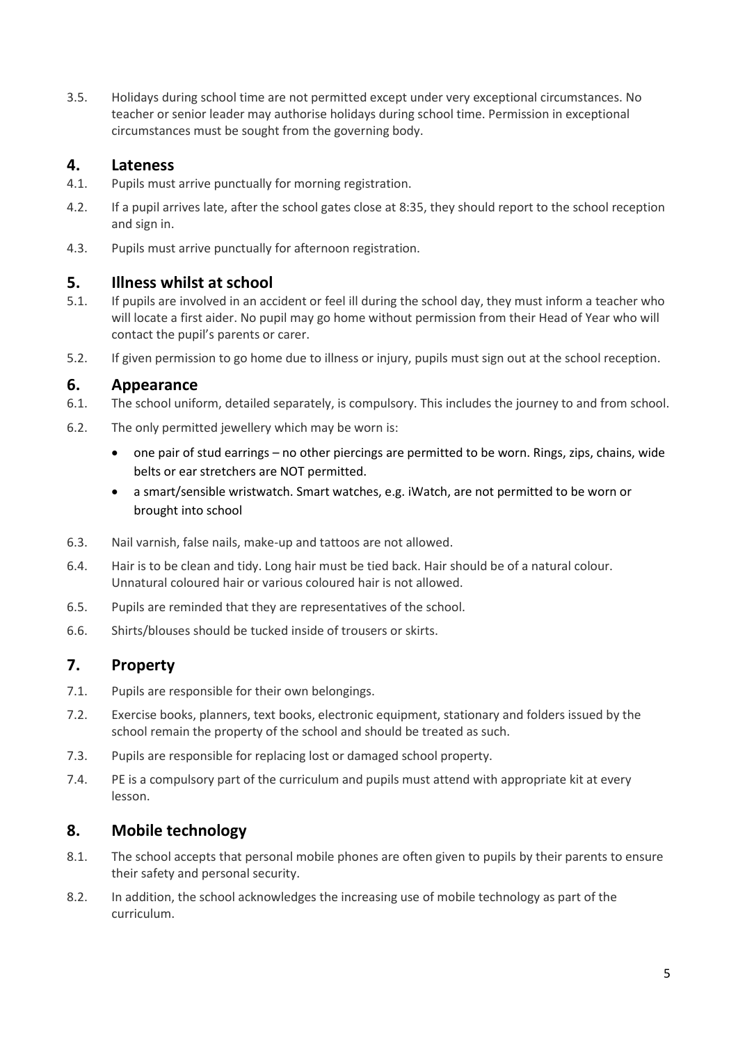3.5. Holidays during school time are not permitted except under very exceptional circumstances. No teacher or senior leader may authorise holidays during school time. Permission in exceptional circumstances must be sought from the governing body.

## 4. Lateness

4.1. Pupils must arrive punctually for morning registration.

4.2. If a pupil arrives late, after the school gates close at 8:35, they should report to the school reception and sign in.

4.3. Pupils must arrive punctually for afternoon registration.

## 5. Illness whilst at school

5.1. If pupils are involved in an accident or feel ill during the school day, they must inform a teacher who will locate a first aider. No pupil may go home without permission from their Head of Year who will contact the pupil's parents or carer.

5.2. If given permission to go home due to illness or injury, pupils must sign out at the school reception.

## 6. Appearance

6.1. The school uniform, detailed separately, is compulsory. This includes the journey to and from school.

6.2. The only permitted jewellery which may be worn is:

- one pair of stud earrings – no other piercings are permitted to be worn. Rings, zips, chains, wide belts or ear stretchers are NOT permitted.
- a smart/sensible wristwatch. Smart watches, e.g. iWatch, are not permitted to be worn or brought into school

6.3. Nail varnish, false nails, make-up and tattoos are not allowed.

6.4. Hair is to be clean and tidy. Long hair must be tied back. Hair should be of a natural colour. Unnatural coloured hair or various coloured hair is not allowed.

6.5. Pupils are reminded that they are representatives of the school.

6.6. Shirts/blouses should be tucked inside of trousers or skirts.

## 7. Property

7.1. Pupils are responsible for their own belongings.

7.2. Exercise books, planners, text books, electronic equipment, stationary and folders issued by the school remain the property of the school and should be treated as such.

7.3. Pupils are responsible for replacing lost or damaged school property.

7.4. PE is a compulsory part of the curriculum and pupils must attend with appropriate kit at every lesson.

## 8. Mobile technology

8.1. The school accepts that personal mobile phones are often given to pupils by their parents to ensure their safety and personal security.

8.2. In addition, the school acknowledges the increasing use of mobile technology as part of the curriculum.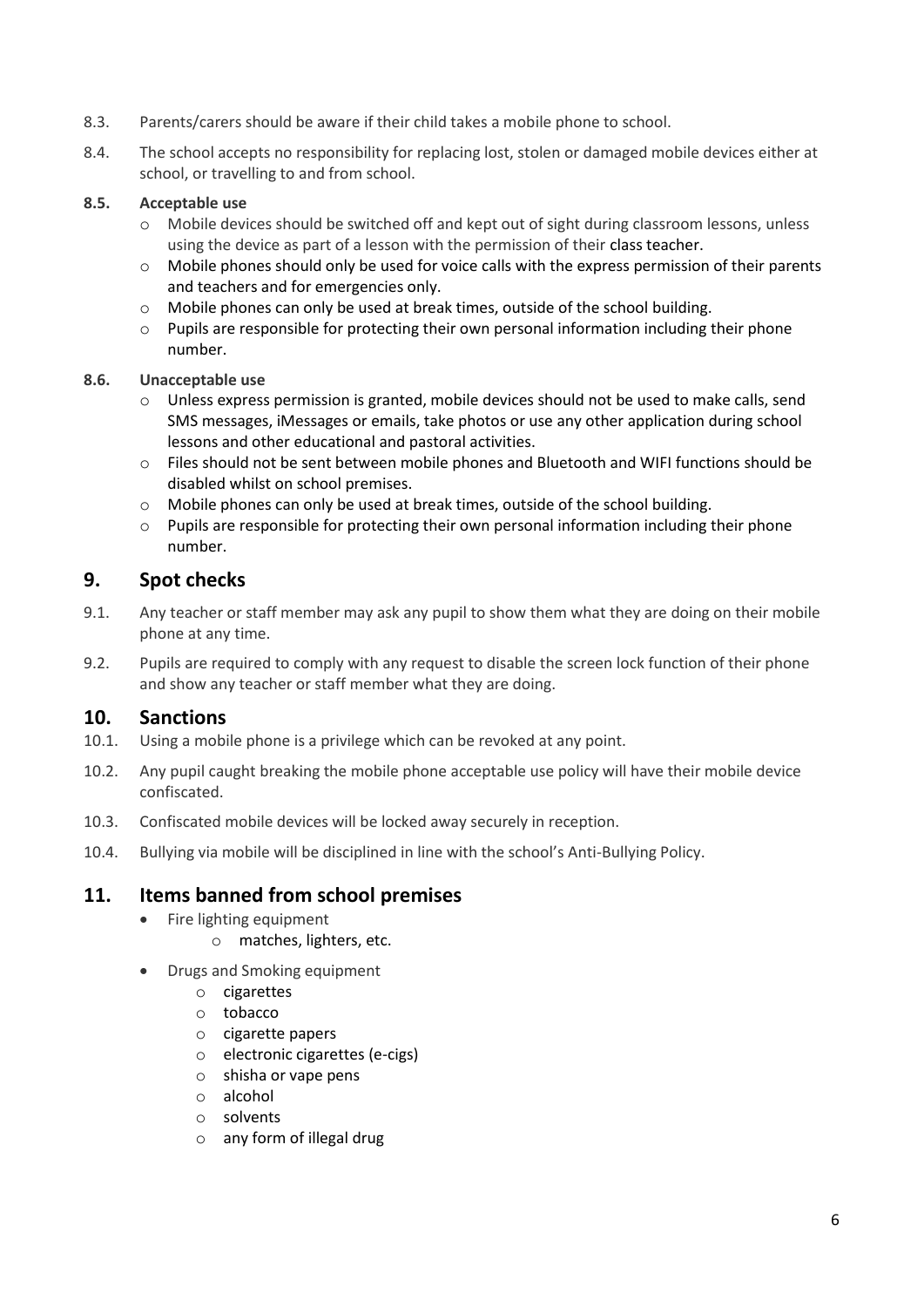8.3. Parents/carers should be aware if their child takes a mobile phone to school.

8.4. The school accepts no responsibility for replacing lost, stolen or damaged mobile devices either at school, or travelling to and from school.

**8.5. Acceptable use**

- Mobile devices should be switched off and kept out of sight during classroom lessons, unless using the device as part of a lesson with the permission of their class teacher.
- Mobile phones should only be used for voice calls with the express permission of their parents and teachers and for emergencies only.
- Mobile phones can only be used at break times, outside of the school building.
- Pupils are responsible for protecting their own personal information including their phone number.

**8.6. Unacceptable use**

- Unless express permission is granted, mobile devices should not be used to make calls, send SMS messages, iMessages or emails, take photos or use any other application during school lessons and other educational and pastoral activities.
- Files should not be sent between mobile phones and Bluetooth and WIFI functions should be disabled whilst on school premises.
- Mobile phones can only be used at break times, outside of the school building.
- Pupils are responsible for protecting their own personal information including their phone number.

## 9. Spot checks

9.1. Any teacher or staff member may ask any pupil to show them what they are doing on their mobile phone at any time.

9.2. Pupils are required to comply with any request to disable the screen lock function of their phone and show any teacher or staff member what they are doing.

## 10. Sanctions

10.1. Using a mobile phone is a privilege which can be revoked at any point.

10.2. Any pupil caught breaking the mobile phone acceptable use policy will have their mobile device confiscated.

10.3. Confiscated mobile devices will be locked away securely in reception.

10.4. Bullying via mobile will be disciplined in line with the school's Anti-Bullying Policy.

## 11. Items banned from school premises

- Fire lighting equipment
  - matches, lighters, etc.
- Drugs and Smoking equipment
  - cigarettes
  - tobacco
  - cigarette papers
  - electronic cigarettes (e-cigs)
  - shisha or vape pens
  - alcohol
  - solvents
  - any form of illegal drug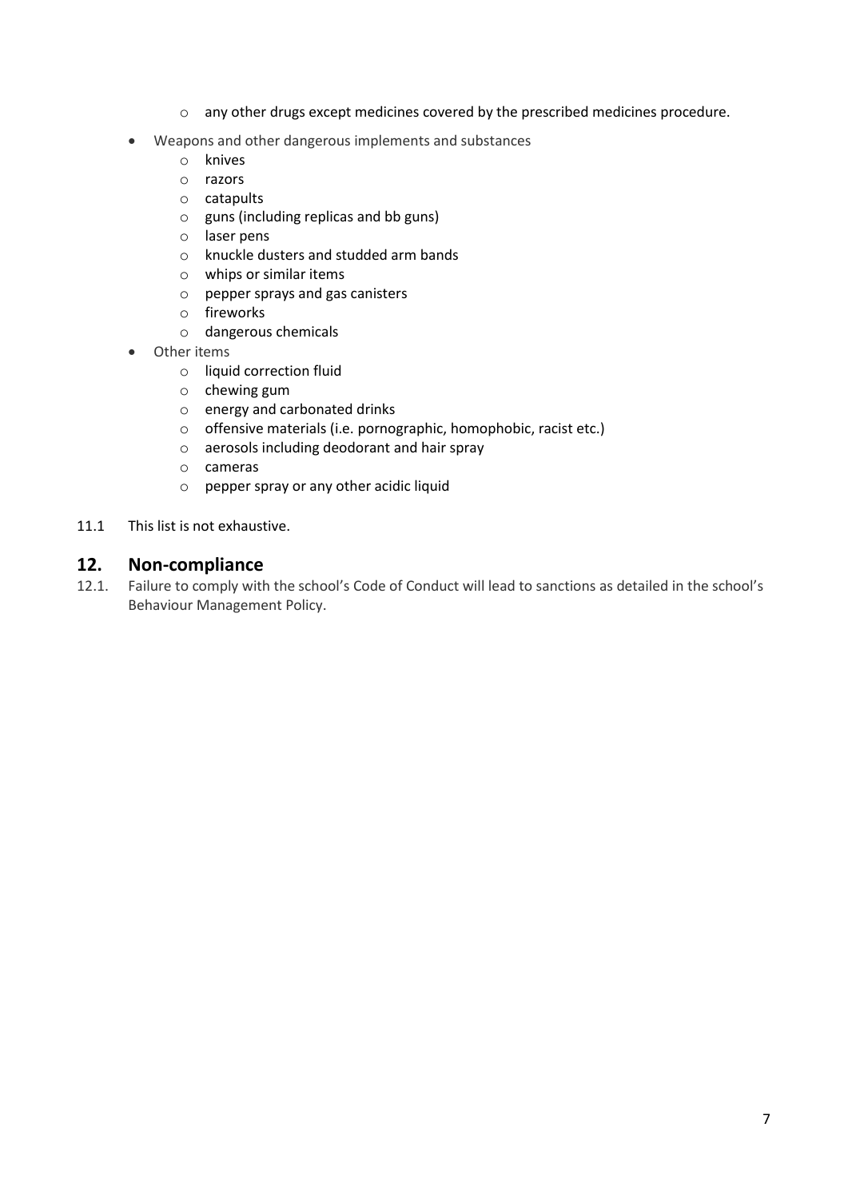- any other drugs except medicines covered by the prescribed medicines procedure.
- Weapons and other dangerous implements and substances
    - knives
    - razors
    - catapults
    - guns (including replicas and bb guns)
    - laser pens
    - knuckle dusters and studded arm bands
    - whips or similar items
    - pepper sprays and gas canisters
    - fireworks
    - dangerous chemicals
- Other items
    - liquid correction fluid
    - chewing gum
    - energy and carbonated drinks
    - offensive materials (i.e. pornographic, homophobic, racist etc.)
    - aerosols including deodorant and hair spray
    - cameras
    - pepper spray or any other acidic liquid

11.1 This list is not exhaustive.

## 12. Non-compliance

12.1. Failure to comply with the school's Code of Conduct will lead to sanctions as detailed in the school's Behaviour Management Policy.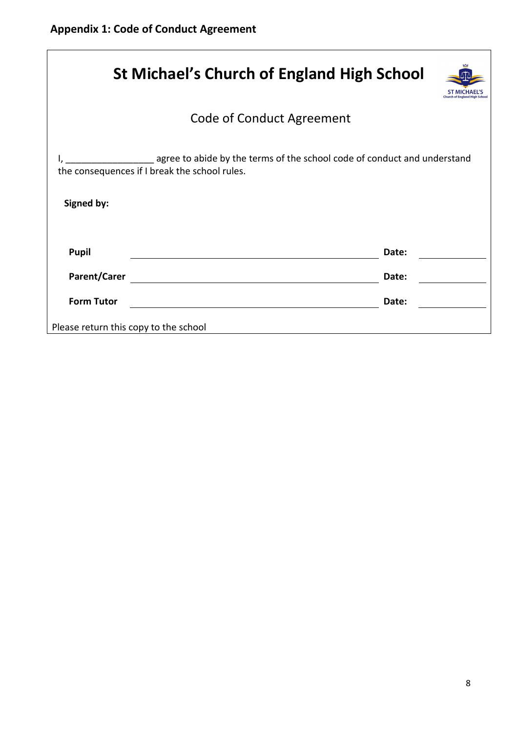## Appendix 1: Code of Conduct Agreement

# St Michael's Church of England High School

Code of Conduct Agreement

I, _________________ agree to abide by the terms of the school code of conduct and understand the consequences if I break the school rules.

**Signed by:**

**Pupil** ______________________________ **Date:** __________

**Parent/Carer** ______________________________ **Date:** __________

**Form Tutor** ______________________________ **Date:** __________

Please return this copy to the school